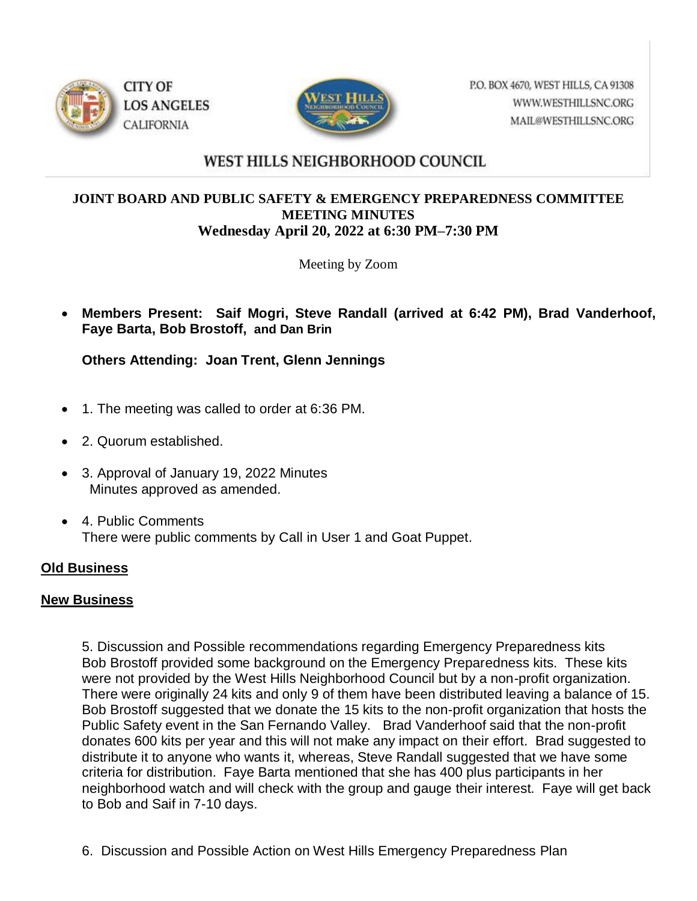CITY OF LOS ANGELES CALIFORNIA

P.O. BOX 4670, WEST HILLS, CA 91308
WWW.WESTHILLSNC.ORG
MAIL@WESTHILLSNC.ORG

# WEST HILLS NEIGHBORHOOD COUNCIL

## JOINT BOARD AND PUBLIC SAFETY & EMERGENCY PREPAREDNESS COMMITTEE MEETING MINUTES
### Wednesday April 20, 2022 at 6:30 PM–7:30 PM

Meeting by Zoom

- **Members Present: Saif Mogri, Steve Randall (arrived at 6:42 PM), Brad Vanderhoof, Faye Barta, Bob Brostoff, and Dan Brin**

  **Others Attending: Joan Trent, Glenn Jennings**

- 1. The meeting was called to order at 6:36 PM.
- 2. Quorum established.
- 3. Approval of January 19, 2022 Minutes
  Minutes approved as amended.
- 4. Public Comments
  There were public comments by Call in User 1 and Goat Puppet.

**Old Business**

**New Business**

5. Discussion and Possible recommendations regarding Emergency Preparedness kits
Bob Brostoff provided some background on the Emergency Preparedness kits. These kits were not provided by the West Hills Neighborhood Council but by a non-profit organization. There were originally 24 kits and only 9 of them have been distributed leaving a balance of 15. Bob Brostoff suggested that we donate the 15 kits to the non-profit organization that hosts the Public Safety event in the San Fernando Valley. Brad Vanderhoof said that the non-profit donates 600 kits per year and this will not make any impact on their effort. Brad suggested to distribute it to anyone who wants it, whereas, Steve Randall suggested that we have some criteria for distribution. Faye Barta mentioned that she has 400 plus participants in her neighborhood watch and will check with the group and gauge their interest. Faye will get back to Bob and Saif in 7-10 days.

6. Discussion and Possible Action on West Hills Emergency Preparedness Plan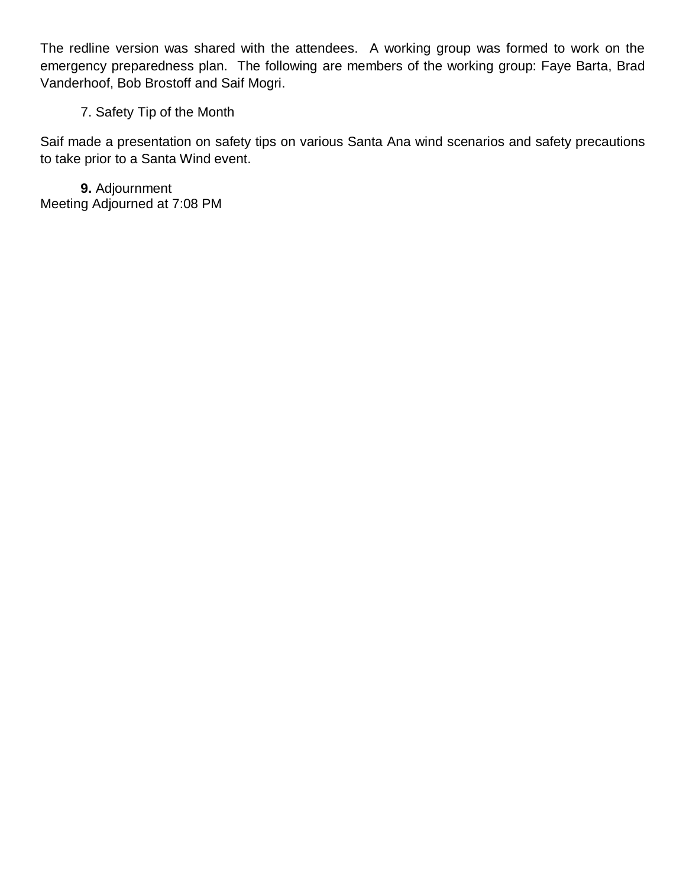The redline version was shared with the attendees. A working group was formed to work on the emergency preparedness plan. The following are members of the working group: Faye Barta, Brad Vanderhoof, Bob Brostoff and Saif Mogri.

7. Safety Tip of the Month

Saif made a presentation on safety tips on various Santa Ana wind scenarios and safety precautions to take prior to a Santa Wind event.

**9.** Adjournment
Meeting Adjourned at 7:08 PM